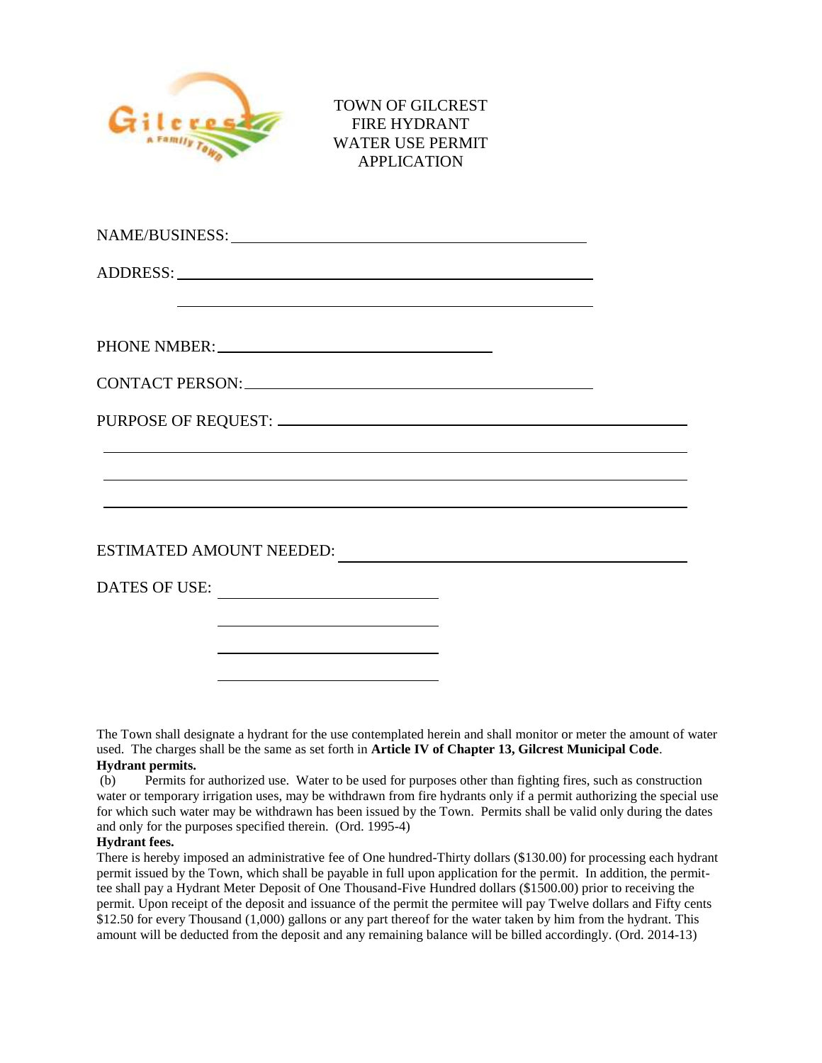# TOWN OF GILCREST FIRE HYDRANT WATER USE PERMIT APPLICATION

NAME/BUSINESS: ______________________________________________

ADDRESS: ______________________________________________

______________________________________________

PHONE NMBER: ________________________________

CONTACT PERSON: ______________________________________________

PURPOSE OF REQUEST: ______________________________________________

______________________________________________

______________________________________________

______________________________________________

ESTIMATED AMOUNT NEEDED: ______________________________________________

DATES OF USE: ____________________________

____________________________

____________________________

____________________________

The Town shall designate a hydrant for the use contemplated herein and shall monitor or meter the amount of water used. The charges shall be the same as set forth in **Article IV of Chapter 13, Gilcrest Municipal Code**.

**Hydrant permits.**

(b) Permits for authorized use. Water to be used for purposes other than fighting fires, such as construction water or temporary irrigation uses, may be withdrawn from fire hydrants only if a permit authorizing the special use for which such water may be withdrawn has been issued by the Town. Permits shall be valid only during the dates and only for the purposes specified therein. (Ord. 1995-4)

**Hydrant fees.**

There is hereby imposed an administrative fee of One hundred-Thirty dollars ($130.00) for processing each hydrant permit issued by the Town, which shall be payable in full upon application for the permit. In addition, the permit-tee shall pay a Hydrant Meter Deposit of One Thousand-Five Hundred dollars ($1500.00) prior to receiving the permit. Upon receipt of the deposit and issuance of the permit the permitee will pay Twelve dollars and Fifty cents $12.50 for every Thousand (1,000) gallons or any part thereof for the water taken by him from the hydrant. This amount will be deducted from the deposit and any remaining balance will be billed accordingly. (Ord. 2014-13)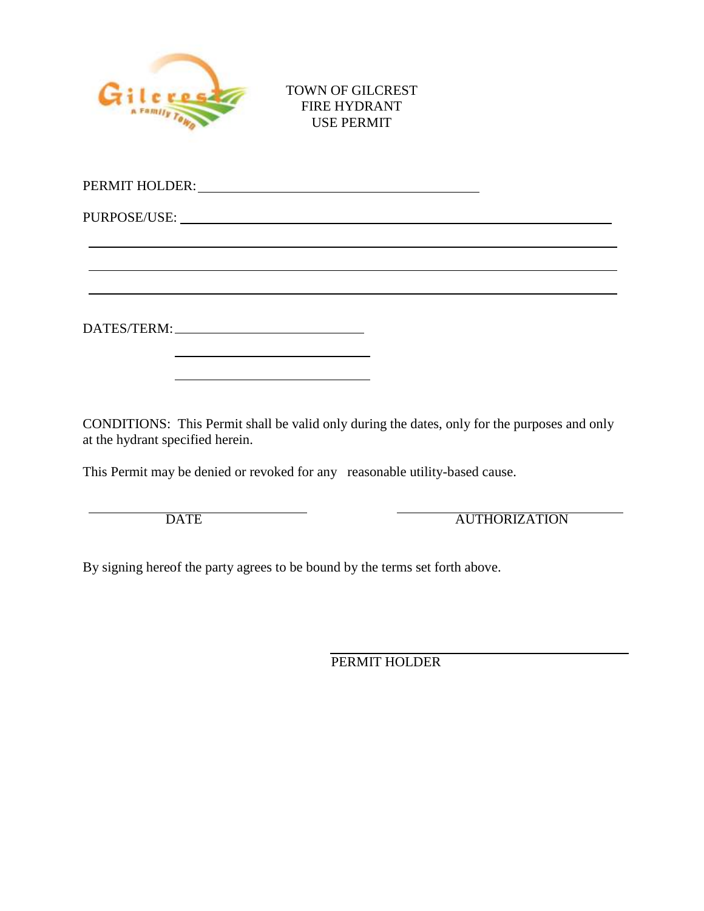# TOWN OF GILCREST
# FIRE HYDRANT
# USE PERMIT

PERMIT HOLDER: ____________________________________________

PURPOSE/USE: ______________________________________________________________

______________________________________________________________

______________________________________________________________

______________________________________________________________

DATES/TERM: ______________________________

______________________________

______________________________

CONDITIONS: This Permit shall be valid only during the dates, only for the purposes and only at the hydrant specified herein.

This Permit may be denied or revoked for any reasonable utility-based cause.

| ______________________________ | ______________________________ |
| --- | --- |
| DATE | AUTHORIZATION |

By signing hereof the party agrees to be bound by the terms set forth above.

______________________________

PERMIT HOLDER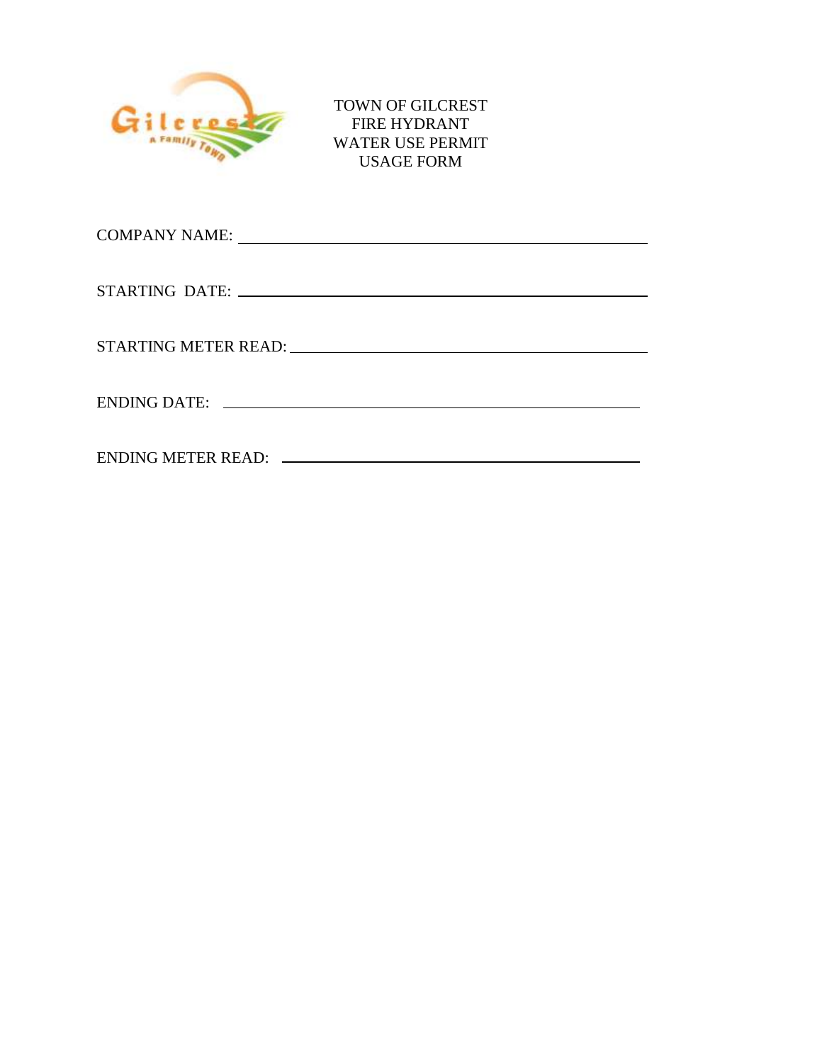TOWN OF GILCREST
FIRE HYDRANT
WATER USE PERMIT
USAGE FORM

COMPANY NAME: ____________________________________________

STARTING DATE: ____________________________________________

STARTING METER READ: ______________________________________

ENDING DATE: ______________________________________________

ENDING METER READ: ________________________________________